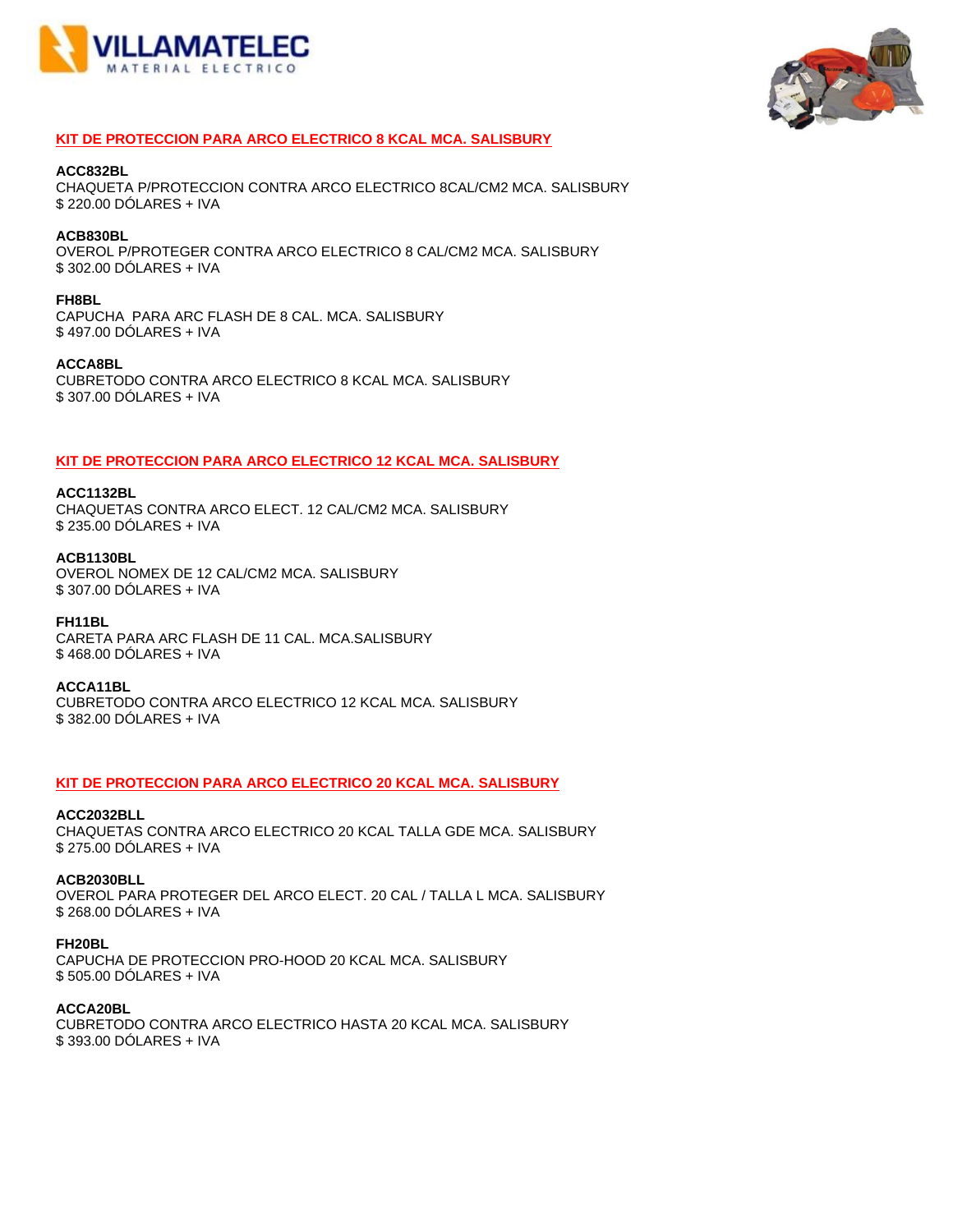# VILLAMATELEC
MATERIAL ELECTRICO

## KIT DE PROTECCION PARA ARCO ELECTRICO 8 KCAL MCA. SALISBURY

**ACC832BL**
CHAQUETA P/PROTECCION CONTRA ARCO ELECTRICO 8CAL/CM2 MCA. SALISBURY
$ 220.00 DÓLARES + IVA

**ACB830BL**
OVEROL P/PROTEGER CONTRA ARCO ELECTRICO 8 CAL/CM2 MCA. SALISBURY
$ 302.00 DÓLARES + IVA

**FH8BL**
CAPUCHA PARA ARC FLASH DE 8 CAL. MCA. SALISBURY
$ 497.00 DÓLARES + IVA

**ACCA8BL**
CUBRETODO CONTRA ARCO ELECTRICO 8 KCAL MCA. SALISBURY
$ 307.00 DÓLARES + IVA

## KIT DE PROTECCION PARA ARCO ELECTRICO 12 KCAL MCA. SALISBURY

**ACC1132BL**
CHAQUETAS CONTRA ARCO ELECT. 12 CAL/CM2 MCA. SALISBURY
$ 235.00 DÓLARES + IVA

**ACB1130BL**
OVEROL NOMEX DE 12 CAL/CM2 MCA. SALISBURY
$ 307.00 DÓLARES + IVA

**FH11BL**
CARETA PARA ARC FLASH DE 11 CAL. MCA.SALISBURY
$ 468.00 DÓLARES + IVA

**ACCA11BL**
CUBRETODO CONTRA ARCO ELECTRICO 12 KCAL MCA. SALISBURY
$ 382.00 DÓLARES + IVA

## KIT DE PROTECCION PARA ARCO ELECTRICO 20 KCAL MCA. SALISBURY

**ACC2032BLL**
CHAQUETAS CONTRA ARCO ELECTRICO 20 KCAL TALLA GDE MCA. SALISBURY
$ 275.00 DÓLARES + IVA

**ACB2030BLL**
OVEROL PARA PROTEGER DEL ARCO ELECT. 20 CAL / TALLA L MCA. SALISBURY
$ 268.00 DÓLARES + IVA

**FH20BL**
CAPUCHA DE PROTECCION PRO-HOOD 20 KCAL MCA. SALISBURY
$ 505.00 DÓLARES + IVA

**ACCA20BL**
CUBRETODO CONTRA ARCO ELECTRICO HASTA 20 KCAL MCA. SALISBURY
$ 393.00 DÓLARES + IVA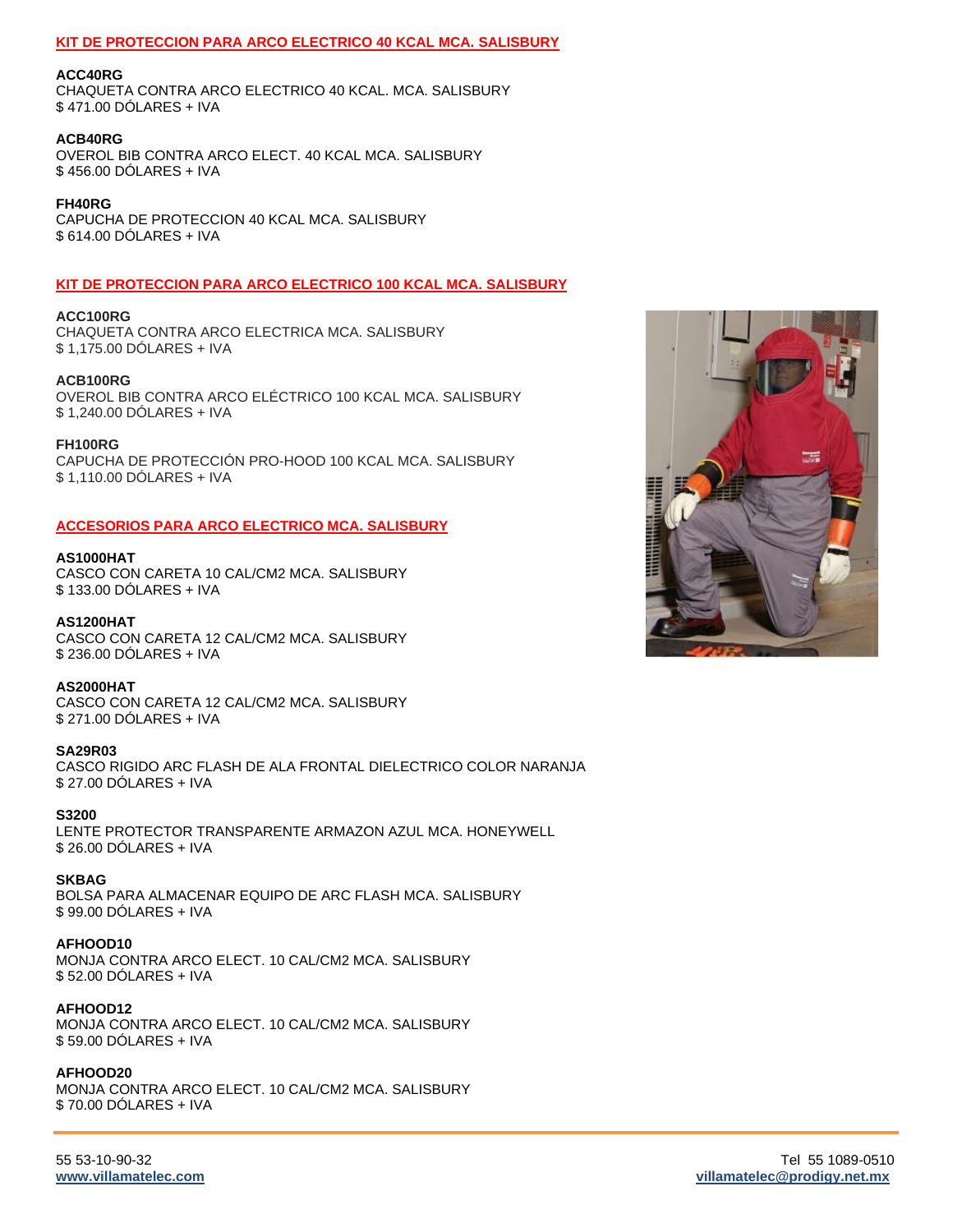## KIT DE PROTECCION PARA ARCO ELECTRICO 40 KCAL MCA. SALISBURY

**ACC40RG**
CHAQUETA CONTRA ARCO ELECTRICO 40 KCAL. MCA. SALISBURY
$ 471.00 DÓLARES + IVA

**ACB40RG**
OVEROL BIB CONTRA ARCO ELECT. 40 KCAL MCA. SALISBURY
$ 456.00 DÓLARES + IVA

**FH40RG**
CAPUCHA DE PROTECCION 40 KCAL MCA. SALISBURY
$ 614.00 DÓLARES + IVA

## KIT DE PROTECCION PARA ARCO ELECTRICO 100 KCAL MCA. SALISBURY

**ACC100RG**
CHAQUETA CONTRA ARCO ELECTRICA MCA. SALISBURY
$ 1,175.00 DÓLARES + IVA

**ACB100RG**
OVEROL BIB CONTRA ARCO ELÉCTRICO 100 KCAL MCA. SALISBURY
$ 1,240.00 DÓLARES + IVA

**FH100RG**
CAPUCHA DE PROTECCIÓN PRO-HOOD 100 KCAL MCA. SALISBURY
$ 1,110.00 DÓLARES + IVA

## ACCESORIOS PARA ARCO ELECTRICO MCA. SALISBURY

**AS1000HAT**
CASCO CON CARETA 10 CAL/CM2 MCA. SALISBURY
$ 133.00 DÓLARES + IVA

**AS1200HAT**
CASCO CON CARETA 12 CAL/CM2 MCA. SALISBURY
$ 236.00 DÓLARES + IVA

**AS2000HAT**
CASCO CON CARETA 12 CAL/CM2 MCA. SALISBURY
$ 271.00 DÓLARES + IVA

**SA29R03**
CASCO RIGIDO ARC FLASH DE ALA FRONTAL DIELECTRICO COLOR NARANJA
$ 27.00 DÓLARES + IVA

**S3200**
LENTE PROTECTOR TRANSPARENTE ARMAZON AZUL MCA. HONEYWELL
$ 26.00 DÓLARES + IVA

**SKBAG**
BOLSA PARA ALMACENAR EQUIPO DE ARC FLASH MCA. SALISBURY
$ 99.00 DÓLARES + IVA

**AFHOOD10**
MONJA CONTRA ARCO ELECT. 10 CAL/CM2 MCA. SALISBURY
$ 52.00 DÓLARES + IVA

**AFHOOD12**
MONJA CONTRA ARCO ELECT. 10 CAL/CM2 MCA. SALISBURY
$ 59.00 DÓLARES + IVA

**AFHOOD20**
MONJA CONTRA ARCO ELECT. 10 CAL/CM2 MCA. SALISBURY
$ 70.00 DÓLARES + IVA

55 53-10-90-32
www.villamatelec.com

Tel 55 1089-0510
villamatelec@prodigy.net.mx